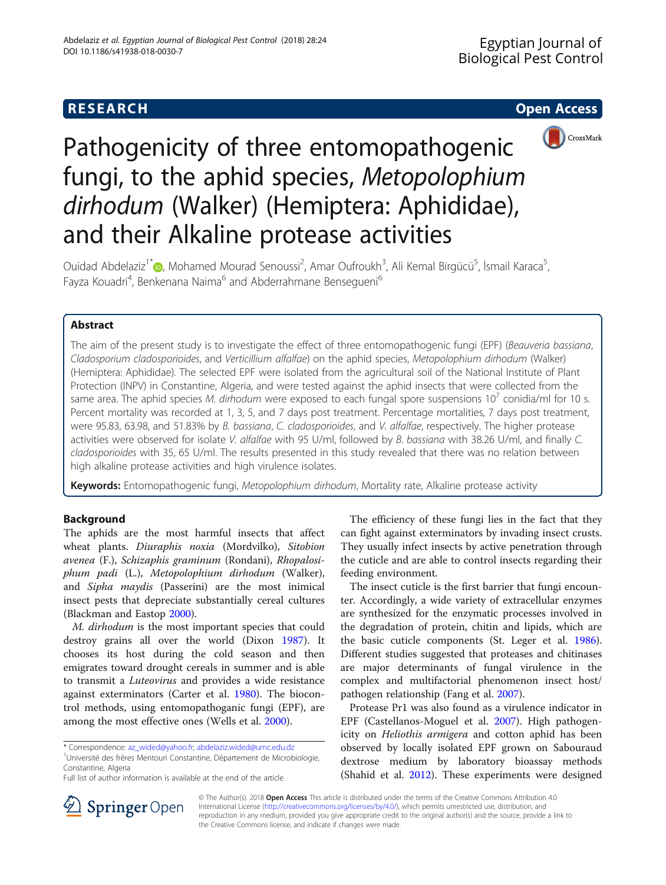RESEARCH Open Access

# Pathogenicity of three entomopathogenic fungi, to the aphid species, *Metopolophium dirhodum* (Walker) (Hemiptera: Aphididae), and their Alkaline protease activities

Ouidad Abdelaziz[1*], Mohamed Mourad Senoussi[2], Amar Oufroukh[3], Ali Kemal Birgücü[5], İsmail Karaca[5], Fayza Kouadri[4], Benkenana Naima[6] and Abderrahmane Bensegueni[6]

## Abstract

The aim of the present study is to investigate the effect of three entomopathogenic fungi (EPF) (*Beauveria bassiana*, *Cladosporium cladosporioides*, and *Verticillium alfalfae*) on the aphid species, *Metopolophium dirhodum* (Walker) (Hemiptera: Aphididae). The selected EPF were isolated from the agricultural soil of the National Institute of Plant Protection (INPV) in Constantine, Algeria, and were tested against the aphid insects that were collected from the same area. The aphid species *M. dirhodum* were exposed to each fungal spore suspensions $10^7$ conidia/ml for 10 s. Percent mortality was recorded at 1, 3, 5, and 7 days post treatment. Percentage mortalities, 7 days post treatment, were 95.83, 63.98, and 51.83% by *B. bassiana*, *C. cladosporioides*, and *V. alfalfae*, respectively. The higher protease activities were observed for isolate *V. alfalfae* with 95 U/ml, followed by *B. bassiana* with 38.26 U/ml, and finally *C. cladosporioides* with 35, 65 U/ml. The results presented in this study revealed that there was no relation between high alkaline protease activities and high virulence isolates.

**Keywords:** Entomopathogenic fungi, *Metopolophium dirhodum*, Mortality rate, Alkaline protease activity

## Background

The aphids are the most harmful insects that affect wheat plants. *Diuraphis noxia* (Mordvilko), *Sitobion avenea* (F.), *Schizaphis graminum* (Rondani), *Rhopalosiphum padi* (L.), *Metopolophium dirhodum* (Walker), and *Sipha maydis* (Passerini) are the most inimical insect pests that depreciate substantially cereal cultures (Blackman and Eastop 2000).

*M. dirhodum* is the most important species that could destroy grains all over the world (Dixon 1987). It chooses its host during the cold season and then emigrates toward drought cereals in summer and is able to transmit a *Luteovirus* and provides a wide resistance against exterminators (Carter et al. 1980). The biocontrol methods, using entomopathoganic fungi (EPF), are among the most effective ones (Wells et al. 2000).

The efficiency of these fungi lies in the fact that they can fight against exterminators by invading insect crusts. They usually infect insects by active penetration through the cuticle and are able to control insects regarding their feeding environment.

The insect cuticle is the first barrier that fungi encounter. Accordingly, a wide variety of extracellular enzymes are synthesized for the enzymatic processes involved in the degradation of protein, chitin and lipids, which are the basic cuticle components (St. Leger et al. 1986). Different studies suggested that proteases and chitinases are major determinants of fungal virulence in the complex and multifactorial phenomenon insect host/pathogen relationship (Fang et al. 2007).

Protease Pr1 was also found as a virulence indicator in EPF (Castellanos-Moguel et al. 2007). High pathogenicity on *Heliothis armigera* and cotton aphid has been observed by locally isolated EPF grown on Sabouraud dextrose medium by laboratory bioassay methods (Shahid et al. 2012). These experiments were designed

\* Correspondence: az_wided@yahoo.fr; abdelaziz.wided@umc.edu.dz
[1]Université des frères Mentouri Constantine, Département de Microbiologie, Constantine, Algeria
Full list of author information is available at the end of the article

© The Author(s). 2018 **Open Access** This article is distributed under the terms of the Creative Commons Attribution 4.0 International License (http://creativecommons.org/licenses/by/4.0/), which permits unrestricted use, distribution, and reproduction in any medium, provided you give appropriate credit to the original author(s) and the source, provide a link to the Creative Commons license, and indicate if changes were made.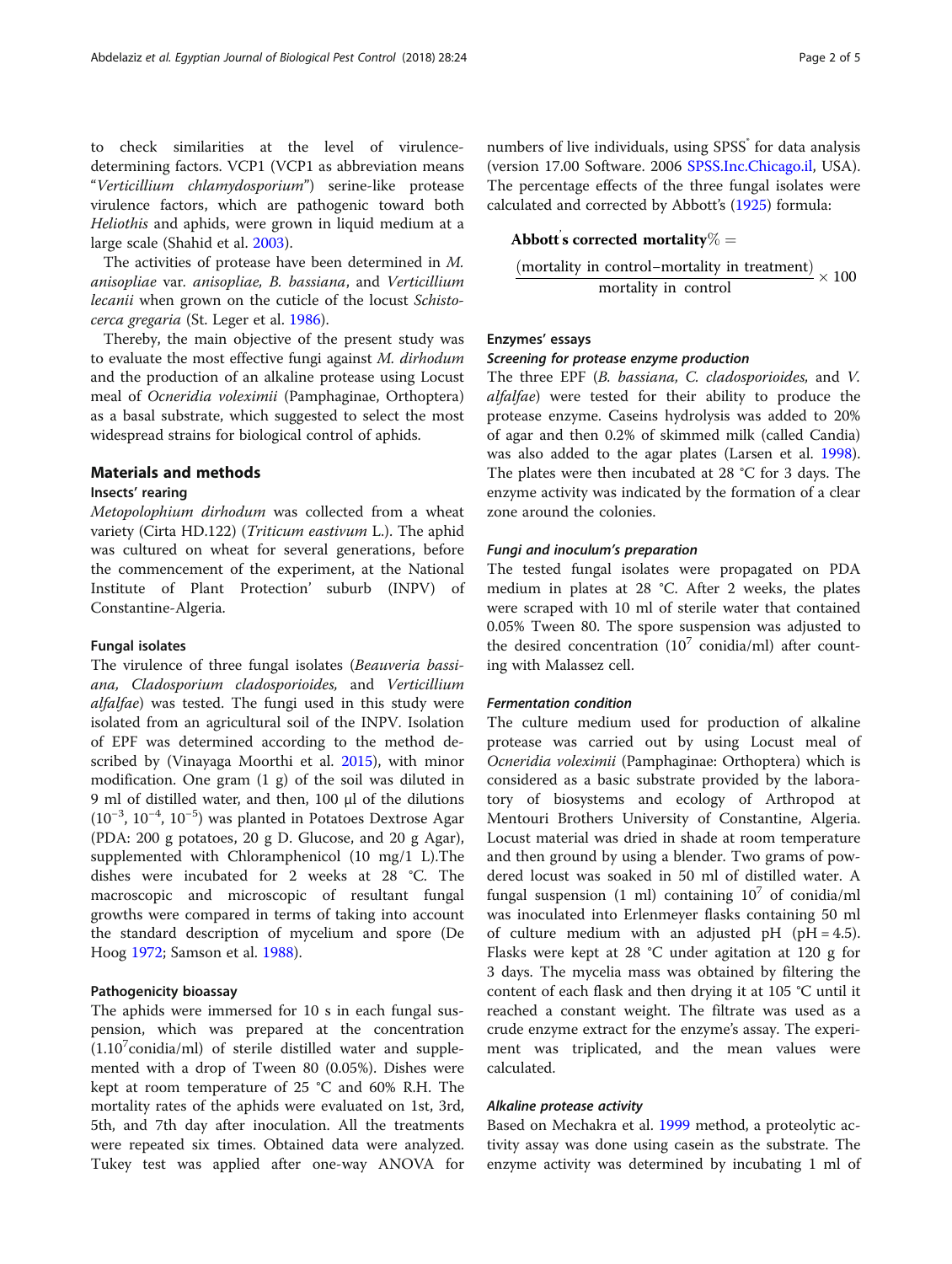to check similarities at the level of virulence-determining factors. VCP1 (VCP1 as abbreviation means "*Verticillium chlamydosporium*") serine-like protease virulence factors, which are pathogenic toward both *Heliothis* and aphids, were grown in liquid medium at a large scale (Shahid et al. 2003).

The activities of protease have been determined in *M. anisopliae* var. *anisopliae, B. bassiana*, and *Verticillium lecanii* when grown on the cuticle of the locust *Schistocerca gregaria* (St. Leger et al. 1986).

Thereby, the main objective of the present study was to evaluate the most effective fungi against *M. dirhodum* and the production of an alkaline protease using Locust meal of *Ocneridia voleximii* (Pamphaginae, Orthoptera) as a basal substrate, which suggested to select the most widespread strains for biological control of aphids.

## Materials and methods

### Insects' rearing

*Metopolophium dirhodum* was collected from a wheat variety (Cirta HD.122) (*Triticum eastivum* L.). The aphid was cultured on wheat for several generations, before the commencement of the experiment, at the National Institute of Plant Protection' suburb (INPV) of Constantine-Algeria.

### Fungal isolates

The virulence of three fungal isolates (*Beauveria bassiana, Cladosporium cladosporioides,* and *Verticillium alfalfae*) was tested. The fungi used in this study were isolated from an agricultural soil of the INPV. Isolation of EPF was determined according to the method described by (Vinayaga Moorthi et al. 2015), with minor modification. One gram (1 g) of the soil was diluted in 9 ml of distilled water, and then, 100 μl of the dilutions ($10^{-3}$, $10^{-4}$, $10^{-5}$) was planted in Potatoes Dextrose Agar (PDA: 200 g potatoes, 20 g D. Glucose, and 20 g Agar), supplemented with Chloramphenicol (10 mg/1 L).The dishes were incubated for 2 weeks at 28 °C. The macroscopic and microscopic of resultant fungal growths were compared in terms of taking into account the standard description of mycelium and spore (De Hoog 1972; Samson et al. 1988).

### Pathogenicity bioassay

The aphids were immersed for 10 s in each fungal suspension, which was prepared at the concentration ($1.10^{7}$conidia/ml) of sterile distilled water and supplemented with a drop of Tween 80 (0.05%). Dishes were kept at room temperature of 25 °C and 60% R.H. The mortality rates of the aphids were evaluated on 1st, 3rd, 5th, and 7th day after inoculation. All the treatments were repeated six times. Obtained data were analyzed. Tukey test was applied after one-way ANOVA for numbers of live individuals, using SPSS® for data analysis (version 17.00 Software. 2006 SPSS.Inc.Chicago.il, USA). The percentage effects of the three fungal isolates were calculated and corrected by Abbott's (1925) formula:

$$\textbf{Abbott's corrected mortality}\% = \frac{(\text{mortality in control}-\text{mortality in treatment})}{\text{mortality in control}} \times 100$$

### Enzymes' essays

#### Screening for protease enzyme production

The three EPF (*B. bassiana, C. cladosporioides,* and *V. alfalfae*) were tested for their ability to produce the protease enzyme. Caseins hydrolysis was added to 20% of agar and then 0.2% of skimmed milk (called Candia) was also added to the agar plates (Larsen et al. 1998). The plates were then incubated at 28 °C for 3 days. The enzyme activity was indicated by the formation of a clear zone around the colonies.

#### Fungi and inoculum's preparation

The tested fungal isolates were propagated on PDA medium in plates at 28 °C. After 2 weeks, the plates were scraped with 10 ml of sterile water that contained 0.05% Tween 80. The spore suspension was adjusted to the desired concentration ($10^{7}$ conidia/ml) after counting with Malassez cell.

#### Fermentation condition

The culture medium used for production of alkaline protease was carried out by using Locust meal of *Ocneridia volexmii* (Pamphaginae: Orthoptera) which is considered as a basic substrate provided by the laboratory of biosystems and ecology of Arthropod at Mentouri Brothers University of Constantine, Algeria. Locust material was dried in shade at room temperature and then ground by using a blender. Two grams of powdered locust was soaked in 50 ml of distilled water. A fungal suspension (1 ml) containing $10^{7}$ of conidia/ml was inoculated into Erlenmeyer flasks containing 50 ml of culture medium with an adjusted pH (pH = 4.5). Flasks were kept at 28 °C under agitation at 120 g for 3 days. The mycelia mass was obtained by filtering the content of each flask and then drying it at 105 °C until it reached a constant weight. The filtrate was used as a crude enzyme extract for the enzyme's assay. The experiment was triplicated, and the mean values were calculated.

#### Alkaline protease activity

Based on Mechakra et al. 1999 method, a proteolytic activity assay was done using casein as the substrate. The enzyme activity was determined by incubating 1 ml of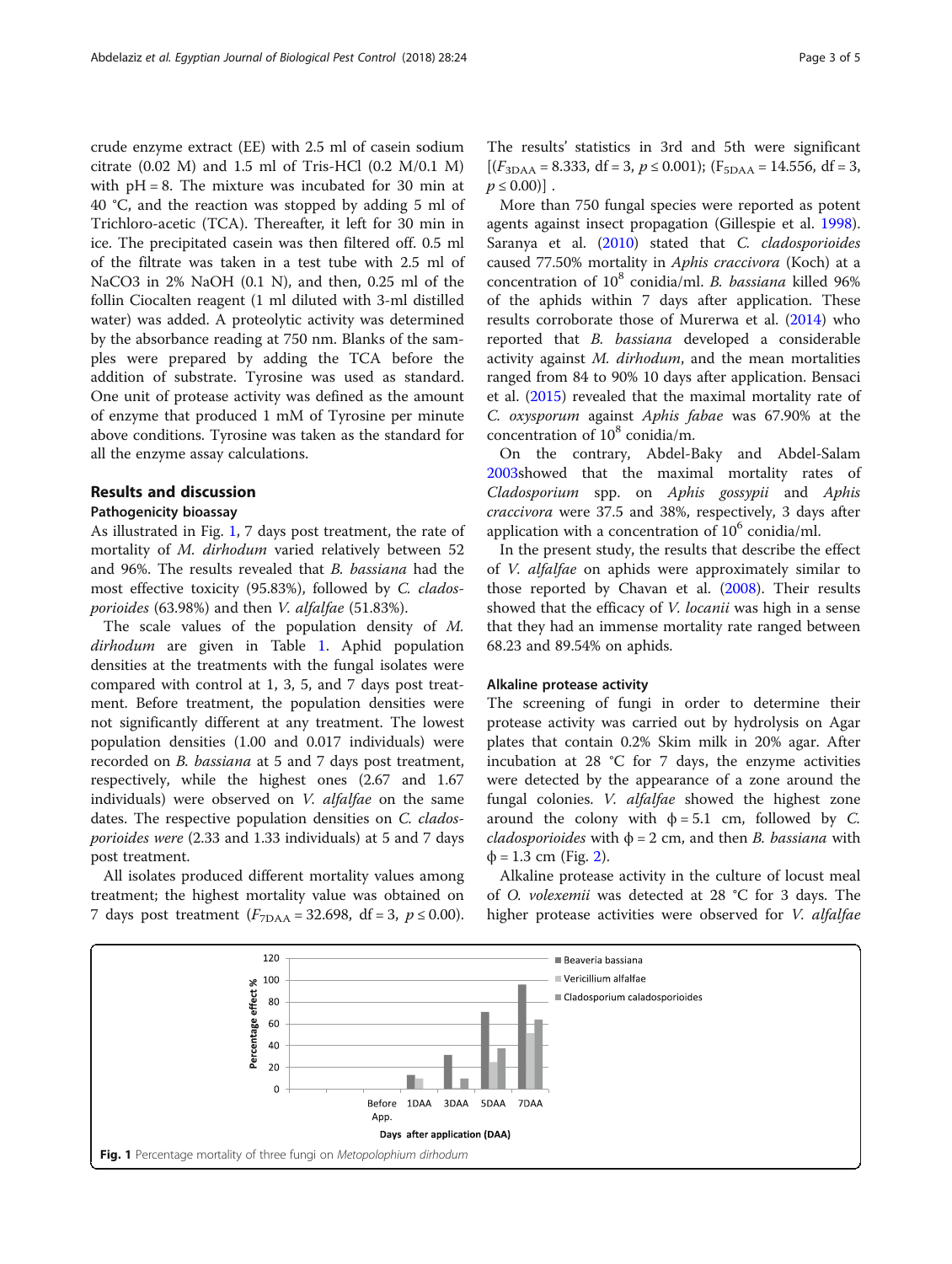crude enzyme extract (EE) with 2.5 ml of casein sodium citrate (0.02 M) and 1.5 ml of Tris-HCl (0.2 M/0.1 M) with pH = 8. The mixture was incubated for 30 min at 40 °C, and the reaction was stopped by adding 5 ml of Trichloro-acetic (TCA). Thereafter, it left for 30 min in ice. The precipitated casein was then filtered off. 0.5 ml of the filtrate was taken in a test tube with 2.5 ml of NaCO3 in 2% NaOH (0.1 N), and then, 0.25 ml of the follin Ciocalten reagent (1 ml diluted with 3-ml distilled water) was added. A proteolytic activity was determined by the absorbance reading at 750 nm. Blanks of the samples were prepared by adding the TCA before the addition of substrate. Tyrosine was used as standard. One unit of protease activity was defined as the amount of enzyme that produced 1 mM of Tyrosine per minute above conditions. Tyrosine was taken as the standard for all the enzyme assay calculations.

## Results and discussion

### Pathogenicity bioassay

As illustrated in Fig. 1, 7 days post treatment, the rate of mortality of *M. dirhodum* varied relatively between 52 and 96%. The results revealed that *B. bassiana* had the most effective toxicity (95.83%), followed by *C. cladosporioides* (63.98%) and then *V. alfalfae* (51.83%).

The scale values of the population density of *M. dirhodum* are given in Table 1. Aphid population densities at the treatments with the fungal isolates were compared with control at 1, 3, 5, and 7 days post treatment. Before treatment, the population densities were not significantly different at any treatment. The lowest population densities (1.00 and 0.017 individuals) were recorded on *B. bassiana* at 5 and 7 days post treatment, respectively, while the highest ones (2.67 and 1.67 individuals) were observed on *V. alfalfae* on the same dates. The respective population densities on *C. cladosporioides were* (2.33 and 1.33 individuals) at 5 and 7 days post treatment.

All isolates produced different mortality values among treatment; the highest mortality value was obtained on 7 days post treatment ($F_{7DAA}$ = 32.698, df = 3, $p \leq 0.00$). The results' statistics in 3rd and 5th were significant [($F_{3DAA}$ = 8.333, df = 3, $p \leq 0.001$); ($F_{5DAA}$ = 14.556, df = 3, $p \leq 0.00$)] .

More than 750 fungal species were reported as potent agents against insect propagation (Gillespie et al. 1998). Saranya et al. (2010) stated that *C. cladosporioides* caused 77.50% mortality in *Aphis craccivora* (Koch) at a concentration of $10^8$ conidia/ml. *B. bassiana* killed 96% of the aphids within 7 days after application. These results corroborate those of Murerwa et al. (2014) who reported that *B. bassiana* developed a considerable activity against *M. dirhodum*, and the mean mortalities ranged from 84 to 90% 10 days after application. Bensaci et al. (2015) revealed that the maximal mortality rate of *C. oxysporum* against *Aphis fabae* was 67.90% at the concentration of $10^8$ conidia/m.

On the contrary, Abdel-Baky and Abdel-Salam 2003showed that the maximal mortality rates of *Cladosporium* spp. on *Aphis gossypii* and *Aphis craccivora* were 37.5 and 38%, respectively, 3 days after application with a concentration of $10^6$ conidia/ml.

In the present study, the results that describe the effect of *V. alfalfae* on aphids were approximately similar to those reported by Chavan et al. (2008). Their results showed that the efficacy of *V. locanii* was high in a sense that they had an immense mortality rate ranged between 68.23 and 89.54% on aphids.

### Alkaline protease activity

The screening of fungi in order to determine their protease activity was carried out by hydrolysis on Agar plates that contain 0.2% Skim milk in 20% agar. After incubation at 28 °C for 7 days, the enzyme activities were detected by the appearance of a zone around the fungal colonies. *V. alfalfae* showed the highest zone around the colony with ϕ = 5.1 cm, followed by *C. cladosporioides* with ϕ = 2 cm, and then *B. bassiana* with ϕ = 1.3 cm (Fig. 2).

Alkaline protease activity in the culture of locust meal of *O. volexemii* was detected at 28 °C for 3 days. The higher protease activities were observed for *V. alfalfae*

**Fig. 1** Percentage mortality of three fungi on *Metopolophium dirhodum*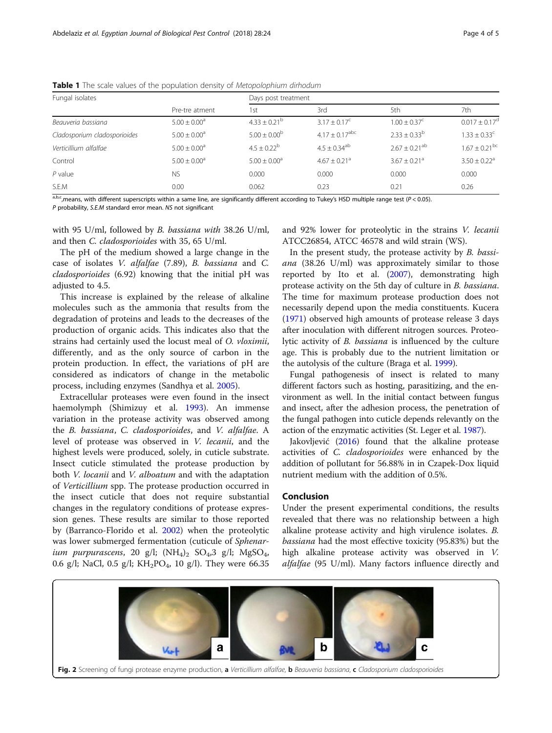**Table 1** The scale values of the population density of *Metopolophium dirhodum*

| Fungal isolates | | Days post treatment | | | |
|---|---|---|---|---|---|
| | Pre-tre atment | 1st | 3rd | 5th | 7th |
| *Beauveria bassiana* | 5.00 ± 0.00[a] | 4.33 ± 0.21[b] | 3.17 ± 0.17[c] | 1.00 ± 0.37[c] | 0.017 ± 0.17[d] |
| *Cladosporium cladosporioides* | 5.00 ± 0.00[a] | 5.00 ± 0.00[b] | 4.17 ± 0.17[abc] | 2.33 ± 0.33[b] | 1.33 ± 0.33[c] |
| *Verticillium alfalfae* | 5.00 ± 0.00[a] | 4.5 ± 0.22[b] | 4.5 ± 0.34[ab] | 2.67 ± 0.21[ab] | 1.67 ± 0.21[bc] |
| Control | 5.00 ± 0.00[a] | 5.00 ± 0.00[a] | 4.67 ± 0.21[a] | 3.67 ± 0.21[a] | 3.50 ± 0.22[a] |
| *P* value | NS | 0.000 | 0.000 | 0.000 | 0.000 |
| S.E.M | 0.00 | 0.062 | 0.23 | 0.21 | 0.26 |

[a,b,c],means, with different superscripts within a same line, are significantly different according to Tukey's HSD multiple range test ($P < 0.05$).
*P* probability, *S.E.M* standard error mean. *NS* not significant

with 95 U/ml, followed by *B. bassiana with* 38.26 U/ml, and then *C. cladosporioides* with 35, 65 U/ml.

The pH of the medium showed a large change in the case of isolates *V. alfalfae* (7.89), *B. bassiana* and *C. cladosporioides* (6.92) knowing that the initial pH was adjusted to 4.5.

This increase is explained by the release of alkaline molecules such as the ammonia that results from the degradation of proteins and leads to the decreases of the production of organic acids. This indicates also that the strains had certainly used the locust meal of *O. vloximii*, differently, and as the only source of carbon in the protein production. In effect, the variations of pH are considered as indicators of change in the metabolic process, including enzymes (Sandhya et al. 2005).

Extracellular proteases were even found in the insect haemolymph (Shimizuy et al. 1993). An immense variation in the protease activity was observed among the *B. bassiana*, *C. cladosporioides*, and *V. alfalfae*. A level of protease was observed in *V. lecanii*, and the highest levels were produced, solely, in cuticle substrate. Insect cuticle stimulated the protease production by both *V. locanii* and *V. alboatum* and with the adaptation of *Verticillium* spp. The protease production occurred in the insect cuticle that does not require substantial changes in the regulatory conditions of protease expression genes. These results are similar to those reported by (Barranco-Florido et al. 2002) when the proteolytic was lower submerged fermentation (cuticle of *Sphenarium purpurascens*, 20 g/l; $(NH_4)_2$ $SO_4$,3 g/l; $MgSO_4$, 0.6 g/l; NaCl, 0.5 g/l; $KH_2PO_4$, 10 g/l). They were 66.35 and 92% lower for proteolytic in the strains *V. lecanii* ATCC26854, ATCC 46578 and wild strain (WS).

In the present study, the protease activity by *B. bassiana* (38.26 U/ml) was approximately similar to those reported by Ito et al. (2007), demonstrating high protease activity on the 5th day of culture in *B. bassiana*. The time for maximum protease production does not necessarily depend upon the media constituents. Kucera (1971) observed high amounts of protease release 3 days after inoculation with different nitrogen sources. Proteolytic activity of *B. bassiana* is influenced by the culture age. This is probably due to the nutrient limitation or the autolysis of the culture (Braga et al. 1999).

Fungal pathogenesis of insect is related to many different factors such as hosting, parasitizing, and the environment as well. In the initial contact between fungus and insect, after the adhesion process, the penetration of the fungal pathogen into cuticle depends relevantly on the action of the enzymatic activities (St. Leger et al. 1987).

Jakovljević (2016) found that the alkaline protease activities of *C. cladosporioides* were enhanced by the addition of pollutant for 56.88% in in Czapek-Dox liquid nutrient medium with the addition of 0.5%.

## Conclusion

Under the present experimental conditions, the results revealed that there was no relationship between a high alkaline protease activity and high virulence isolates. *B. bassiana* had the most effective toxicity (95.83%) but the high alkaline protease activity was observed in *V. alfalfae* (95 U/ml). Many factors influence directly and

**Fig. 2** Screening of fungi protease enzyme production, **a** *Verticillium alfalfae*, **b** *Beauveria bassiana*, **c** *Cladosporium cladosporioides*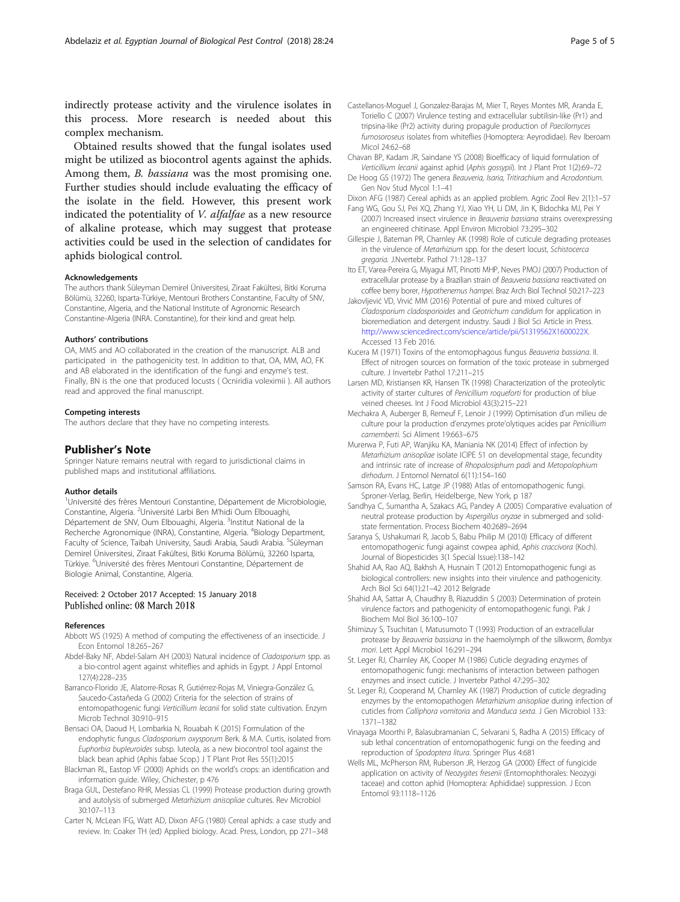indirectly protease activity and the virulence isolates in this process. More research is needed about this complex mechanism.

Obtained results showed that the fungal isolates used might be utilized as biocontrol agents against the aphids. Among them, *B. bassiana* was the most promising one. Further studies should include evaluating the efficacy of the isolate in the field. However, this present work indicated the potentiality of *V. alfalfae* as a new resource of alkaline protease, which may suggest that protease activities could be used in the selection of candidates for aphids biological control.

#### Acknowledgements

The authors thank Süleyman Demirel Üniversitesi, Ziraat Fakültesi, Bitki Koruma Bölümü, 32260, Isparta-Türkiye, Mentouri Brothers Constantine, Faculty of SNV, Constantine, Algeria, and the National Institute of Agronomic Research Constantine-Algeria (INRA. Constantine), for their kind and great help.

#### Authors' contributions

OA, MMS and AO collaborated in the creation of the manuscript. ALB and participated in the pathogenicity test. In addition to that, OA, MM, AO, FK and AB elaborated in the identification of the fungi and enzyme's test. Finally, BN is the one that produced locusts ( Ocniridia voleximii ). All authors read and approved the final manuscript.

#### Competing interests

The authors declare that they have no competing interests.

## Publisher's Note

Springer Nature remains neutral with regard to jurisdictional claims in published maps and institutional affiliations.

#### Author details

[1]Université des frères Mentouri Constantine, Département de Microbiologie, Constantine, Algeria. [2]Université Larbi Ben M'hidi Oum Elbouaghi, Département de SNV, Oum Elbouaghi, Algeria. [3]Institut National de la Recherche Agronomique (INRA), Constantine, Algeria. [4]Biology Department, Faculty of Science, Taibah University, Saudi Arabia, Saudi Arabia. [5]Süleyman Demirel Üniversitesi, Ziraat Fakültesi, Bitki Koruma Bölümü, 32260 Isparta, Türkiye. [6]Université des frères Mentouri Constantine, Département de Biologie Animal, Constantine, Algeria.

Received: 2 October 2017 Accepted: 15 January 2018
Published online: 08 March 2018

#### References

- Abbott WS (1925) A method of computing the effectiveness of an insecticide. J Econ Entomol 18:265–267
- Abdel-Baky NF, Abdel-Salam AH (2003) Natural incidence of *Cladosporium* spp. as a bio-control agent against whiteflies and aphids in Egypt. J Appl Entomol 127(4):228–235
- Barranco-Florido JE, Alatorre-Rosas R, Gutiérrez-Rojas M, Viniegra-González G, Saucedo-Castañeda G (2002) Criteria for the selection of strains of entomopathogenic fungi *Verticillium lecanii* for solid state cultivation. Enzym Microb Technol 30:910–915
- Bensaci OA, Daoud H, Lombarkia N, Rouabah K (2015) Formulation of the endophytic fungus *Cladosporium oxysporum* Berk. & M.A. Curtis, isolated from *Euphorbia bupleuroides* subsp. luteola, as a new biocontrol tool against the black bean aphid (Aphis fabae Scop.) J T Plant Prot Res 55(1):2015
- Blackman RL, Eastop VF (2000) Aphids on the world's crops: an identification and information guide. Wiley, Chichester, p 476
- Braga GUL, Destefano RHR, Messias CL (1999) Protease production during growth and autolysis of submerged *Metarhizium anisopliae* cultures. Rev Microbiol 30:107–113
- Carter N, McLean IFG, Watt AD, Dixon AFG (1980) Cereal aphids: a case study and review. In: Coaker TH (ed) Applied biology. Acad. Press, London, pp 271–348
- Castellanos-Moguel J, Gonzalez-Barajas M, Mier T, Reyes Montes MR, Aranda E, Toriello C (2007) Virulence testing and extracellular subtilisin-like (Pr1) and tripsina-like (Pr2) activity during propagule production of *Paecilomyces fumosoroseus* isolates from whiteflies (Homoptera: Aeyrodidae). Rev Iberoam Micol 24:62–68
- Chavan BP, Kadam JR, Saindane YS (2008) Bioefficacy of liquid formulation of *Verticillium lecanii* against aphid (*Aphis gossypii*). Int J Plant Prot 1(2):69–72
- De Hoog GS (1972) The genera *Beauveria, Isaria, Tritirachium* and *Acrodontium*. Gen Nov Stud Mycol 1:1–41
- Dixon AFG (1987) Cereal aphids as an applied problem. Agric Zool Rev 2(1):1–57
- Fang WG, Gou SJ, Pei XQ, Zhang YJ, Xiao YH, Li DM, Jin K, Bidochka MJ, Pei Y (2007) Increased insect virulence in *Beauveria bassiana* strains overexpressing an engineered chitinase. Appl Environ Microbiol 73:295–302
- Gillespie J, Bateman PR, Charnley AK (1998) Role of cuticle degrading proteases in the virulence of *Metarhizium* spp. for the desert locust, *Schistocerca gregaria*. J.Nvertebr. Pathol 71:128–137
- Ito ET, Varea-Pereira G, Miyagui MT, Pinotti MHP, Neves PMOJ (2007) Production of extracellular protease by a Brazilian strain of *Beauveria bassiana* reactivated on coffee berry borer, *Hypothenemus hampei*. Braz Arch Biol Technol 50:217–223
- Jakovljević VD, Vrvić MM (2016) Potential of pure and mixed cultures of *Cladosporium cladosporioides* and *Geotrichum candidum* for application in bioremediation and detergent industry. Saudi J Biol Sci Article in Press. http://www.sciencedirect.com/science/article/pii/S1319562X1600022X. Accessed 13 Feb 2016.
- Kucera M (1971) Toxins of the entomophagous fungus *Beauveria bassiana*. II. Effect of nitrogen sources on formation of the toxic protease in submerged culture. J Invertebr Pathol 17:211–215
- Larsen MD, Kristiansen KR, Hansen TK (1998) Characterization of the proteolytic activity of starter cultures of *Penicillium roqueforti* for production of blue veined cheeses. Int J Food Microbiol 43(3):215–221
- Mechakra A, Auberger B, Remeuf F, Lenoir J (1999) Optimisation d'un milieu de culture pour la production d'enzymes prote'olytiques acides par *Penicillium camemberti*. Sci Aliment 19:663–675
- Murerwa P, Futi AP, Wanjiku KA, Maniania NK (2014) Effect of infection by *Metarhizium anisopliae* isolate ICIPE 51 on developmental stage, fecundity and intrinsic rate of increase of *Rhopalosiphum padi* and *Metopolophium dirhodum*. J Entomol Nematol 6(11):154–160
- Samson RA, Evans HC, Latge JP (1988) Atlas of entomopathogenic fungi. Sproner-Verlag, Berlin, Heidelberge, New York, p 187
- Sandhya C, Sumantha A, Szakacs AG, Pandey A (2005) Comparative evaluation of neutral protease production by *Aspergillus oryzae* in submerged and solid-state fermentation. Process Biochem 40:2689–2694
- Saranya S, Ushakumari R, Jacob S, Babu Philip M (2010) Efficacy of different entomopathogenic fungi against cowpea aphid, *Aphis craccivora* (Koch). Journal of Biopesticides 3(1 Special Issue):138–142
- Shahid AA, Rao AQ, Bakhsh A, Husnain T (2012) Entomopathogenic fungi as biological controllers: new insights into their virulence and pathogenicity. Arch Biol Sci 64(1):21–42 2012 Belgrade
- Shahid AA, Sattar A, Chaudhry B, Riazuddin S (2003) Determination of protein virulence factors and pathogenicity of entomopathogenic fungi. Pak J Biochem Mol Biol 36:100–107
- Shimizuy S, Tsuchitan I, Matusumoto T (1993) Production of an extracellular protease by *Beauveria bassiana* in the haemolymph of the silkworm, *Bombyx mori*. Lett Appl Microbiol 16:291–294
- St. Leger RJ, Charnley AK, Cooper M (1986) Cuticle degrading enzymes of entomopathogenic fungi: mechanisms of interaction between pathogen enzymes and insect cuticle. J Invertebr Pathol 47:295–302
- St. Leger RJ, Cooperand M, Charnley AK (1987) Production of cuticle degrading enzymes by the entomopathogen *Metarhizium anisopliae* during infection of cuticles from *Calliphora vomitoria* and *Manduca sexta*. J Gen Microbiol 133: 1371–1382
- Vinayaga Moorthi P, Balasubramanian C, Selvarani S, Radha A (2015) Efficacy of sub lethal concentration of entomopathogenic fungi on the feeding and reproduction of *Spodoptera litura*. Springer Plus 4:681
- Wells ML, McPherson RM, Ruberson JR, Herzog GA (2000) Effect of fungicide application on activity of *Neozygites fresenii* (Entomophthorales: Neozygi taceae) and cotton aphid (Homoptera: Aphididae) suppression. J Econ Entomol 93:1118–1126